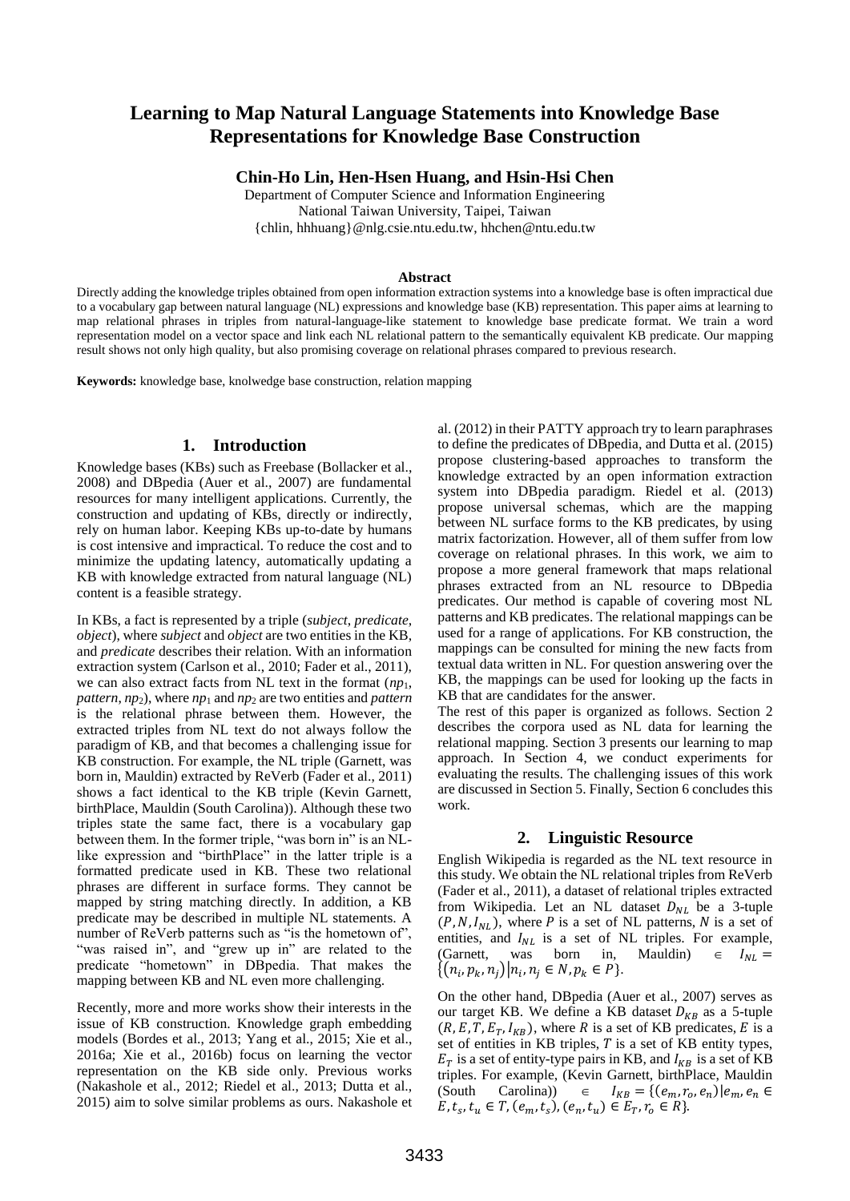# Learning to Map Natural Language Statements into Knowledge Base Representations for Knowledge Base Construction

**Chin-Ho Lin, Hen-Hsen Huang, and Hsin-Hsi Chen**

Department of Computer Science and Information Engineering
National Taiwan University, Taipei, Taiwan
{chlin, hhhuang}@nlg.csie.ntu.edu.tw, hhchen@ntu.edu.tw

### Abstract

Directly adding the knowledge triples obtained from open information extraction systems into a knowledge base is often impractical due to a vocabulary gap between natural language (NL) expressions and knowledge base (KB) representation. This paper aims at learning to map relational phrases in triples from natural-language-like statement to knowledge base predicate format. We train a word representation model on a vector space and link each NL relational pattern to the semantically equivalent KB predicate. Our mapping result shows not only high quality, but also promising coverage on relational phrases compared to previous research.

**Keywords:** knowledge base, knolwedge base construction, relation mapping

## 1. Introduction

Knowledge bases (KBs) such as Freebase (Bollacker et al., 2008) and DBpedia (Auer et al., 2007) are fundamental resources for many intelligent applications. Currently, the construction and updating of KBs, directly or indirectly, rely on human labor. Keeping KBs up-to-date by humans is cost intensive and impractical. To reduce the cost and to minimize the updating latency, automatically updating a KB with knowledge extracted from natural language (NL) content is a feasible strategy.

In KBs, a fact is represented by a triple (*subject*, *predicate*, *object*), where *subject* and *object* are two entities in the KB, and *predicate* describes their relation. With an information extraction system (Carlson et al., 2010; Fader et al., 2011), we can also extract facts from NL text in the format ($np_1$, *pattern*, $np_2$), where $np_1$ and $np_2$ are two entities and *pattern* is the relational phrase between them. However, the extracted triples from NL text do not always follow the paradigm of KB, and that becomes a challenging issue for KB construction. For example, the NL triple (Garnett, was born in, Mauldin) extracted by ReVerb (Fader et al., 2011) shows a fact identical to the KB triple (Kevin Garnett, birthPlace, Mauldin (South Carolina)). Although these two triples state the same fact, there is a vocabulary gap between them. In the former triple, "was born in" is an NL-like expression and "birthPlace" in the latter triple is a formatted predicate used in KB. These two relational phrases are different in surface forms. They cannot be mapped by string matching directly. In addition, a KB predicate may be described in multiple NL statements. A number of ReVerb patterns such as "is the hometown of", "was raised in", and "grew up in" are related to the predicate "hometown" in DBpedia. That makes the mapping between KB and NL even more challenging.

Recently, more and more works show their interests in the issue of KB construction. Knowledge graph embedding models (Bordes et al., 2013; Yang et al., 2015; Xie et al., 2016a; Xie et al., 2016b) focus on learning the vector representation on the KB side only. Previous works (Nakashole et al., 2012; Riedel et al., 2013; Dutta et al., 2015) aim to solve similar problems as ours. Nakashole et al. (2012) in their PATTY approach try to learn paraphrases to define the predicates of DBpedia, and Dutta et al. (2015) propose clustering-based approaches to transform the knowledge extracted by an open information extraction system into DBpedia paradigm. Riedel et al. (2013) propose universal schemas, which are the mapping between NL surface forms to the KB predicates, by using matrix factorization. However, all of them suffer from low coverage on relational phrases. In this work, we aim to propose a more general framework that maps relational phrases extracted from an NL resource to DBpedia predicates. Our method is capable of covering most NL patterns and KB predicates. The relational mappings can be used for a range of applications. For KB construction, the mappings can be consulted for mining the new facts from textual data written in NL. For question answering over the KB, the mappings can be used for looking up the facts in KB that are candidates for the answer.

The rest of this paper is organized as follows. Section 2 describes the corpora used as NL data for learning the relational mapping. Section 3 presents our learning to map approach. In Section 4, we conduct experiments for evaluating the results. The challenging issues of this work are discussed in Section 5. Finally, Section 6 concludes this work.

## 2. Linguistic Resource

English Wikipedia is regarded as the NL text resource in this study. We obtain the NL relational triples from ReVerb (Fader et al., 2011), a dataset of relational triples extracted from Wikipedia. Let an NL dataset $D_{NL}$ be a 3-tuple $(P, N, I_{NL})$, where $P$ is a set of NL patterns, $N$ is a set of entities, and $I_{NL}$ is a set of NL triples. For example, (Garnett, was born in, Mauldin) $\in$ $I_{NL} = \{(n_i, p_k, n_j) | n_i, n_j \in N, p_k \in P\}$.

On the other hand, DBpedia (Auer et al., 2007) serves as our target KB. We define a KB dataset $D_{KB}$ as a 5-tuple $(R, E, T, E_T, I_{KB})$, where $R$ is a set of KB predicates, $E$ is a set of entities in KB triples, $T$ is a set of KB entity types, $E_T$ is a set of entity-type pairs in KB, and $I_{KB}$ is a set of KB triples. For example, (Kevin Garnett, birthPlace, Mauldin (South Carolina)) $\in$ $I_{KB} = \{(e_m, r_o, e_n) | e_m, e_n \in E, t_s, t_u \in T, (e_m, t_s), (e_n, t_u) \in E_T, r_o \in R\}$.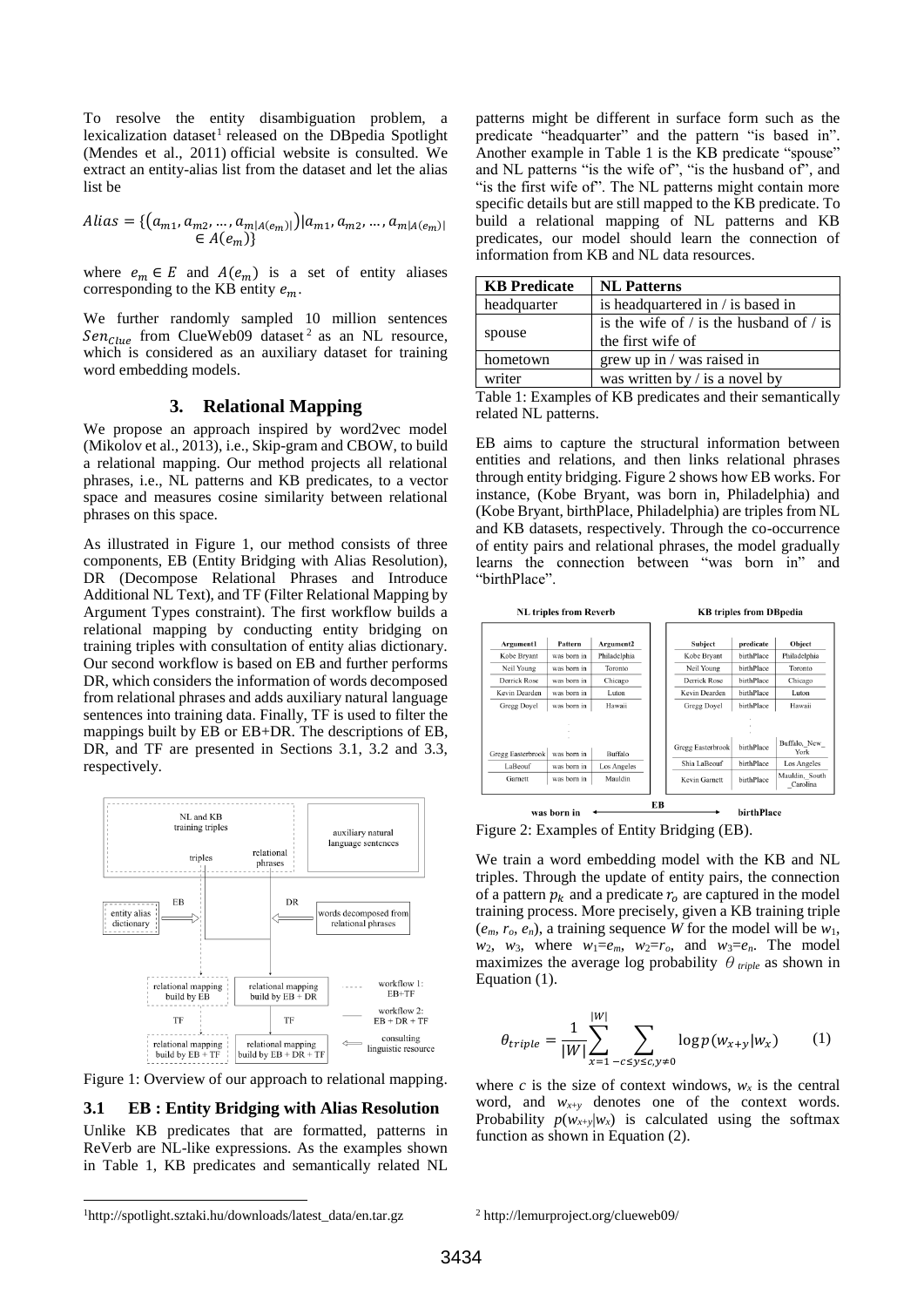To resolve the entity disambiguation problem, a lexicalization dataset[1] released on the DBpedia Spotlight (Mendes et al., 2011) official website is consulted. We extract an entity-alias list from the dataset and let the alias list be

$$Alias = \{(a_{m1}, a_{m2}, \ldots, a_{m|A(e_m)|}) | a_{m1}, a_{m2}, \ldots, a_{m|A(e_m)|} \in A(e_m)\}$$

where $e_m \in E$ and $A(e_m)$ is a set of entity aliases corresponding to the KB entity $e_m$.

We further randomly sampled 10 million sentences $Sen_{Clue}$ from ClueWeb09 dataset[2] as an NL resource, which is considered as an auxiliary dataset for training word embedding models.

## 3. Relational Mapping

We propose an approach inspired by word2vec model (Mikolov et al., 2013), i.e., Skip-gram and CBOW, to build a relational mapping. Our method projects all relational phrases, i.e., NL patterns and KB predicates, to a vector space and measures cosine similarity between relational phrases on this space.

As illustrated in Figure 1, our method consists of three components, EB (Entity Bridging with Alias Resolution), DR (Decompose Relational Phrases and Introduce Additional NL Text), and TF (Filter Relational Mapping by Argument Types constraint). The first workflow builds a relational mapping by conducting entity bridging on training triples with consultation of entity alias dictionary. Our second workflow is based on EB and further performs DR, which considers the information of words decomposed from relational phrases and adds auxiliary natural language sentences into training data. Finally, TF is used to filter the mappings built by EB or EB+DR. The descriptions of EB, DR, and TF are presented in Sections 3.1, 3.2 and 3.3, respectively.

Figure 1: Overview of our approach to relational mapping.

### 3.1 EB : Entity Bridging with Alias Resolution

Unlike KB predicates that are formatted, patterns in ReVerb are NL-like expressions. As the examples shown in Table 1, KB predicates and semantically related NL patterns might be different in surface form such as the predicate "headquarter" and the pattern "is based in". Another example in Table 1 is the KB predicate "spouse" and NL patterns "is the wife of", "is the husband of", and "is the first wife of". The NL patterns might contain more specific details but are still mapped to the KB predicate. To build a relational mapping of NL patterns and KB predicates, our model should learn the connection of information from KB and NL data resources.

| KB Predicate | NL Patterns |
|---|---|
| headquarter | is headquartered in / is based in |
| spouse | is the wife of / is the husband of / is the first wife of |
| hometown | grew up in / was raised in |
| writer | was written by / is a novel by |

Table 1: Examples of KB predicates and their semantically related NL patterns.

EB aims to capture the structural information between entities and relations, and then links relational phrases through entity bridging. Figure 2 shows how EB works. For instance, (Kobe Bryant, was born in, Philadelphia) and (Kobe Bryant, birthPlace, Philadelphia) are triples from NL and KB datasets, respectively. Through the co-occurrence of entity pairs and relational phrases, the model gradually learns the connection between "was born in" and "birthPlace".

Figure 2: Examples of Entity Bridging (EB).

We train a word embedding model with the KB and NL triples. Through the update of entity pairs, the connection of a pattern $p_k$ and a predicate $r_o$ are captured in the model training process. More precisely, given a KB training triple ($e_m$, $r_o$, $e_n$), a training sequence $W$ for the model will be $w_1$, $w_2$, $w_3$, where $w_1$=$e_m$, $w_2$=$r_o$, and $w_3$=$e_n$. The model maximizes the average log probability $\theta_{triple}$ as shown in Equation (1).

$$\theta_{triple} = \frac{1}{|W|} \sum_{x=1}^{|W|} \sum_{-c \le y \le c, y \ne 0} \log p(w_{x+y}|w_x) \quad (1)$$

where $c$ is the size of context windows, $w_x$ is the central word, and $w_{x+y}$ denotes one of the context words. Probability $p(w_{x+y}|w_x)$ is calculated using the softmax function as shown in Equation (2).

[1] http://spotlight.sztaki.hu/downloads/latest_data/en.tar.gz

[2] http://lemurproject.org/clueweb09/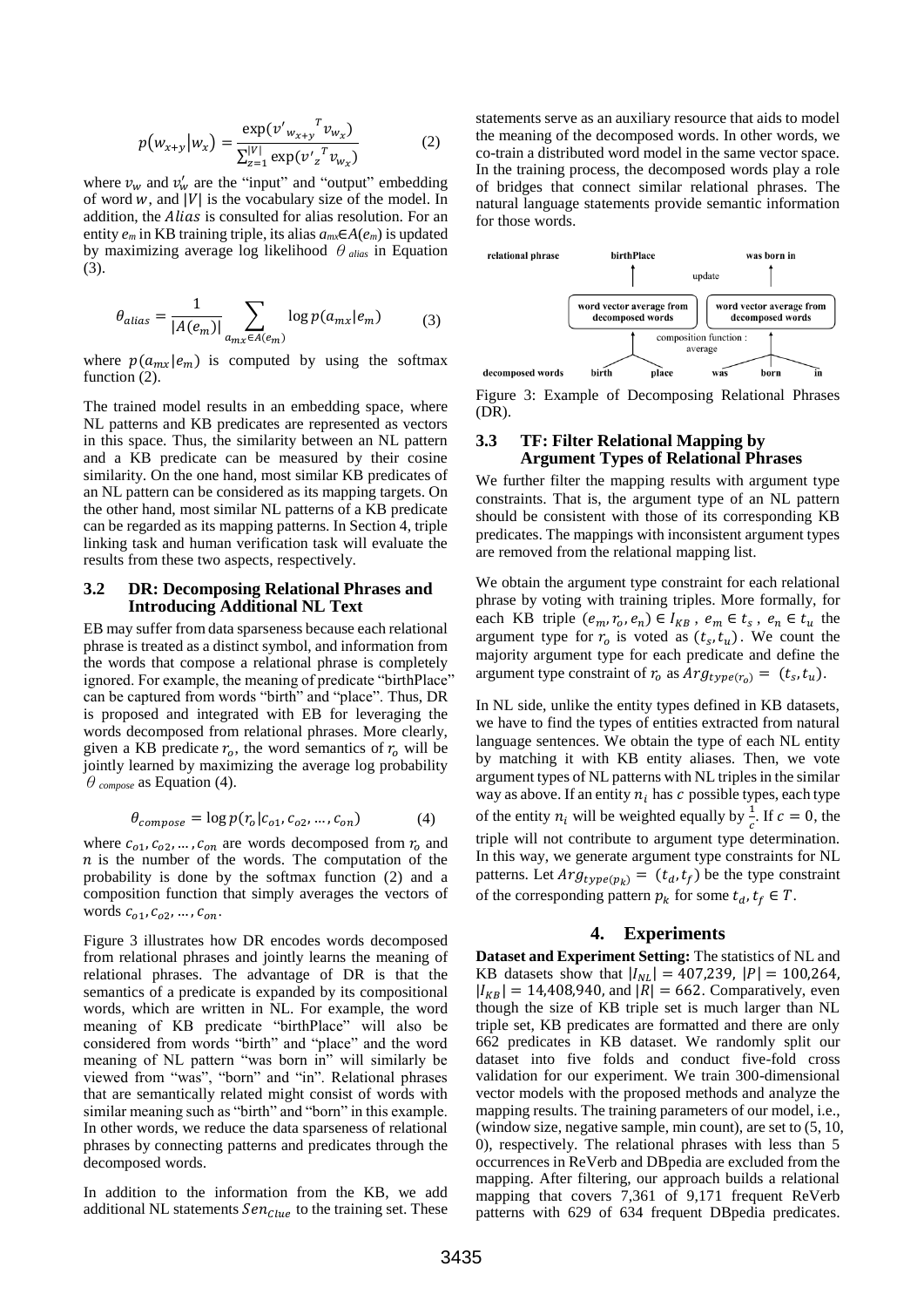$$p(w_{x+y}|w_x) = \frac{\exp({v'_{w_{x+y}}}^T v_{w_x})}{\sum_{z=1}^{|V|} \exp({v'_z}^T v_{w_x})} \qquad (2)$$

where $v_w$ and $v'_w$ are the "input" and "output" embedding of word $w$, and $|V|$ is the vocabulary size of the model. In addition, the $Alias$ is consulted for alias resolution. For an entity $e_m$ in KB training triple, its alias $a_{mx} \in A(e_m)$ is updated by maximizing average log likelihood $\theta_{alias}$ in Equation (3).

$$\theta_{alias} = \frac{1}{|A(e_m)|} \sum_{a_{mx} \in A(e_m)} \log p(a_{mx}|e_m) \qquad (3)$$

where $p(a_{mx}|e_m)$ is computed by using the softmax function (2).

The trained model results in an embedding space, where NL patterns and KB predicates are represented as vectors in this space. Thus, the similarity between an NL pattern and a KB predicate can be measured by their cosine similarity. On the one hand, most similar KB predicates of an NL pattern can be considered as its mapping targets. On the other hand, most similar NL patterns of a KB predicate can be regarded as its mapping patterns. In Section 4, triple linking task and human verification task will evaluate the results from these two aspects, respectively.

### 3.2 DR: Decomposing Relational Phrases and Introducing Additional NL Text

EB may suffer from data sparseness because each relational phrase is treated as a distinct symbol, and information from the words that compose a relational phrase is completely ignored. For example, the meaning of predicate "birthPlace" can be captured from words "birth" and "place". Thus, DR is proposed and integrated with EB for leveraging the words decomposed from relational phrases. More clearly, given a KB predicate $r_o$, the word semantics of $r_o$ will be jointly learned by maximizing the average log probability $\theta_{compose}$ as Equation (4).

$$\theta_{compose} = \log p(r_o|c_{o1}, c_{o2}, \ldots, c_{on}) \qquad (4)$$

where $c_{o1}, c_{o2}, \ldots, c_{on}$ are words decomposed from $r_o$ and $n$ is the number of the words. The computation of the probability is done by the softmax function (2) and a composition function that simply averages the vectors of words $c_{o1}, c_{o2}, \ldots, c_{on}$.

Figure 3 illustrates how DR encodes words decomposed from relational phrases and jointly learns the meaning of relational phrases. The advantage of DR is that the semantics of a predicate is expanded by its compositional words, which are written in NL. For example, the word meaning of KB predicate "birthPlace" will also be considered from words "birth" and "place" and the word meaning of NL pattern "was born in" will similarly be viewed from "was", "born" and "in". Relational phrases that are semantically related might consist of words with similar meaning such as "birth" and "born" in this example. In other words, we reduce the data sparseness of relational phrases by connecting patterns and predicates through the decomposed words.

In addition to the information from the KB, we add additional NL statements $Sen_{Clue}$ to the training set. These statements serve as an auxiliary resource that aids to model the meaning of the decomposed words. In other words, we co-train a distributed word model in the same vector space. In the training process, the decomposed words play a role of bridges that connect similar relational phrases. The natural language statements provide semantic information for those words.

Figure 3: Example of Decomposing Relational Phrases (DR).

### 3.3 TF: Filter Relational Mapping by Argument Types of Relational Phrases

We further filter the mapping results with argument type constraints. That is, the argument type of an NL pattern should be consistent with those of its corresponding KB predicates. The mappings with inconsistent argument types are removed from the relational mapping list.

We obtain the argument type constraint for each relational phrase by voting with training triples. More formally, for each KB triple $(e_m, r_o, e_n) \in I_{KB}$, $e_m \in t_s$, $e_n \in t_u$ the argument type for $r_o$ is voted as $(t_s, t_u)$. We count the majority argument type for each predicate and define the argument type constraint of $r_o$ as $Arg_{type(r_o)} = (t_s, t_u)$.

In NL side, unlike the entity types defined in KB datasets, we have to find the types of entities extracted from natural language sentences. We obtain the type of each NL entity by matching it with KB entity aliases. Then, we vote argument types of NL patterns with NL triples in the similar way as above. If an entity $n_i$ has $c$ possible types, each type of the entity $n_i$ will be weighted equally by $\frac{1}{c}$. If $c = 0$, the triple will not contribute to argument type determination. In this way, we generate argument type constraints for NL patterns. Let $Arg_{type(p_k)} = (t_d, t_f)$ be the type constraint of the corresponding pattern $p_k$ for some $t_d, t_f \in T$.

## 4. Experiments

**Dataset and Experiment Setting:** The statistics of NL and KB datasets show that $|I_{NL}| = 407{,}239$, $|P| = 100{,}264$, $|I_{KB}| = 14{,}408{,}940$, and $|R| = 662$. Comparatively, even though the size of KB triple set is much larger than NL triple set, KB predicates are formatted and there are only 662 predicates in KB dataset. We randomly split our dataset into five folds and conduct five-fold cross validation for our experiment. We train 300-dimensional vector models with the proposed methods and analyze the mapping results. The training parameters of our model, i.e., (window size, negative sample, min count), are set to (5, 10, 0), respectively. The relational phrases with less than 5 occurrences in ReVerb and DBpedia are excluded from the mapping. After filtering, our approach builds a relational mapping that covers 7,361 of 9,171 frequent ReVerb patterns with 629 of 634 frequent DBpedia predicates.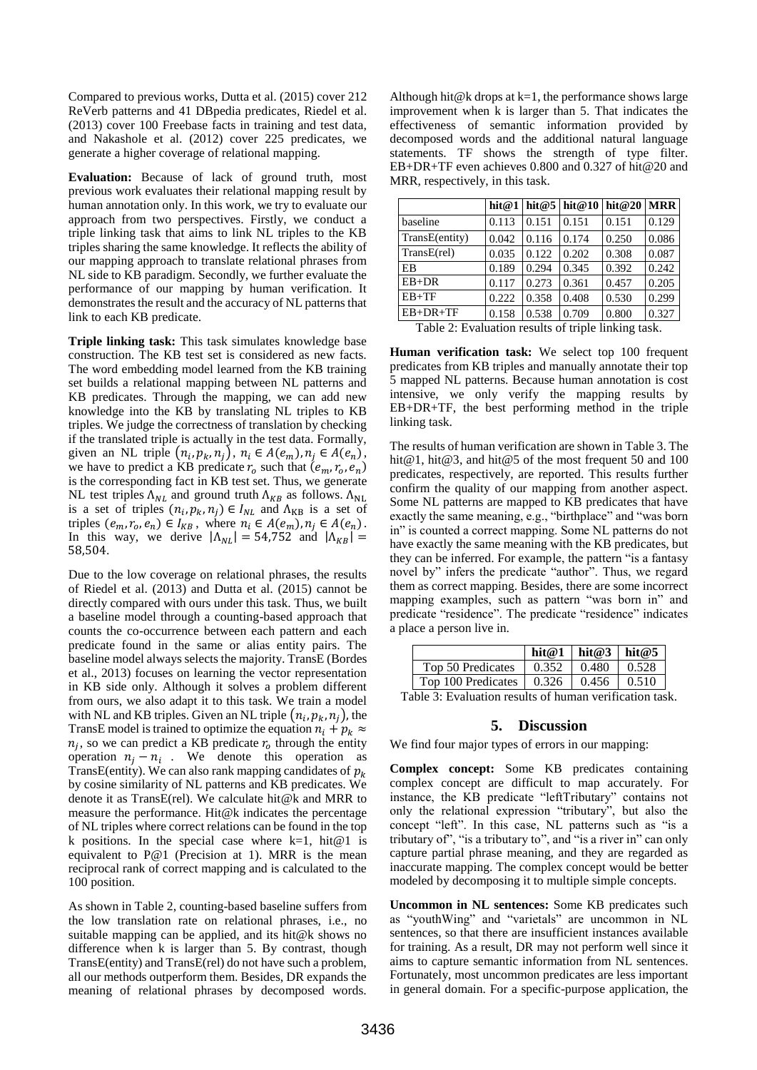Compared to previous works, Dutta et al. (2015) cover 212 ReVerb patterns and 41 DBpedia predicates, Riedel et al. (2013) cover 100 Freebase facts in training and test data, and Nakashole et al. (2012) cover 225 predicates, we generate a higher coverage of relational mapping.

**Evaluation:** Because of lack of ground truth, most previous work evaluates their relational mapping result by human annotation only. In this work, we try to evaluate our approach from two perspectives. Firstly, we conduct a triple linking task that aims to link NL triples to the KB triples sharing the same knowledge. It reflects the ability of our mapping approach to translate relational phrases from NL side to KB paradigm. Secondly, we further evaluate the performance of our mapping by human verification. It demonstrates the result and the accuracy of NL patterns that link to each KB predicate.

**Triple linking task:** This task simulates knowledge base construction. The KB test set is considered as new facts. The word embedding model learned from the KB training set builds a relational mapping between NL patterns and KB predicates. Through the mapping, we can add new knowledge into the KB by translating NL triples to KB triples. We judge the correctness of translation by checking if the translated triple is actually in the test data. Formally, given an NL triple $(n_i, p_k, n_j)$, $n_i \in A(e_m), n_j \in A(e_n)$, we have to predict a KB predicate $r_o$ such that $(e_m, r_o, e_n)$ is the corresponding fact in KB test set. Thus, we generate NL test triples $\Lambda_{NL}$ and ground truth $\Lambda_{KB}$ as follows. $\Lambda_{\mathrm{NL}}$ is a set of triples $(n_i, p_k, n_j) \in I_{NL}$ and $\Lambda_{\mathrm{KB}}$ is a set of triples $(e_m, r_o, e_n) \in I_{KB}$, where $n_i \in A(e_m), n_j \in A(e_n)$. In this way, we derive $|\Lambda_{NL}| = 54{,}752$ and $|\Lambda_{KB}| = 58{,}504$.

Due to the low coverage on relational phrases, the results of Riedel et al. (2013) and Dutta et al. (2015) cannot be directly compared with ours under this task. Thus, we built a baseline model through a counting-based approach that counts the co-occurrence between each pattern and each predicate found in the same or alias entity pairs. The baseline model always selects the majority. TransE (Bordes et al., 2013) focuses on learning the vector representation in KB side only. Although it solves a problem different from ours, we also adapt it to this task. We train a model with NL and KB triples. Given an NL triple $(n_i, p_k, n_j)$, the TransE model is trained to optimize the equation $n_i + p_k \approx n_j$, so we can predict a KB predicate $r_o$ through the entity operation $n_j - n_i$. We denote this operation as TransE(entity). We can also rank mapping candidates of $p_k$ by cosine similarity of NL patterns and KB predicates. We denote it as TransE(rel). We calculate hit@k and MRR to measure the performance. Hit@k indicates the percentage of NL triples where correct relations can be found in the top k positions. In the special case where k=1, hit@1 is equivalent to P@1 (Precision at 1). MRR is the mean reciprocal rank of correct mapping and is calculated to the 100 position.

As shown in Table 2, counting-based baseline suffers from the low translation rate on relational phrases, i.e., no suitable mapping can be applied, and its hit@k shows no difference when k is larger than 5. By contrast, though TransE(entity) and TransE(rel) do not have such a problem, all our methods outperform them. Besides, DR expands the meaning of relational phrases by decomposed words. Although hit@k drops at k=1, the performance shows large improvement when k is larger than 5. That indicates the effectiveness of semantic information provided by decomposed words and the additional natural language statements. TF shows the strength of type filter. EB+DR+TF even achieves 0.800 and 0.327 of hit@20 and MRR, respectively, in this task.

| | **hit@1** | **hit@5** | **hit@10** | **hit@20** | **MRR** |
|---|---|---|---|---|---|
| baseline | 0.113 | 0.151 | 0.151 | 0.151 | 0.129 |
| TransE(entity) | 0.042 | 0.116 | 0.174 | 0.250 | 0.086 |
| TransE(rel) | 0.035 | 0.122 | 0.202 | 0.308 | 0.087 |
| EB | 0.189 | 0.294 | 0.345 | 0.392 | 0.242 |
| EB+DR | 0.117 | 0.273 | 0.361 | 0.457 | 0.205 |
| EB+TF | 0.222 | 0.358 | 0.408 | 0.530 | 0.299 |
| EB+DR+TF | 0.158 | 0.538 | 0.709 | 0.800 | 0.327 |

Table 2: Evaluation results of triple linking task.

**Human verification task:** We select top 100 frequent predicates from KB triples and manually annotate their top 5 mapped NL patterns. Because human annotation is cost intensive, we only verify the mapping results by EB+DR+TF, the best performing method in the triple linking task.

The results of human verification are shown in Table 3. The hit@1, hit@3, and hit@5 of the most frequent 50 and 100 predicates, respectively, are reported. This results further confirm the quality of our mapping from another aspect. Some NL patterns are mapped to KB predicates that have exactly the same meaning, e.g., "birthplace" and "was born in" is counted a correct mapping. Some NL patterns do not have exactly the same meaning with the KB predicates, but they can be inferred. For example, the pattern "is a fantasy novel by" infers the predicate "author". Thus, we regard them as correct mapping. Besides, there are some incorrect mapping examples, such as pattern "was born in" and predicate "residence". The predicate "residence" indicates a place a person live in.

| | **hit@1** | **hit@3** | **hit@5** |
|---|---|---|---|
| Top 50 Predicates | 0.352 | 0.480 | 0.528 |
| Top 100 Predicates | 0.326 | 0.456 | 0.510 |

Table 3: Evaluation results of human verification task.

## 5. Discussion

We find four major types of errors in our mapping:

**Complex concept:** Some KB predicates containing complex concept are difficult to map accurately. For instance, the KB predicate "leftTributary" contains not only the relational expression "tributary", but also the concept "left". In this case, NL patterns such as "is a tributary of", "is a tributary to", and "is a river in" can only capture partial phrase meaning, and they are regarded as inaccurate mapping. The complex concept would be better modeled by decomposing it to multiple simple concepts.

**Uncommon in NL sentences:** Some KB predicates such as "youthWing" and "varietals" are uncommon in NL sentences, so that there are insufficient instances available for training. As a result, DR may not perform well since it aims to capture semantic information from NL sentences. Fortunately, most uncommon predicates are less important in general domain. For a specific-purpose application, the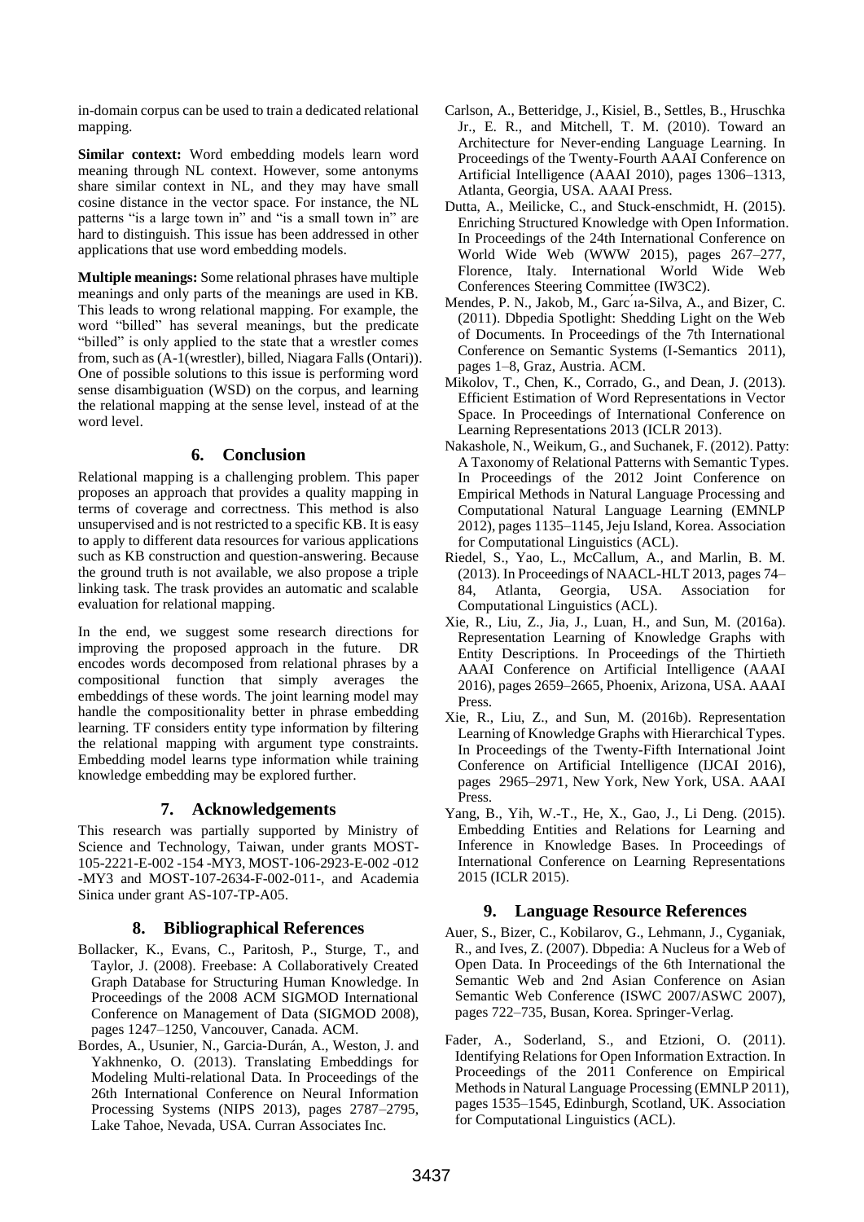in-domain corpus can be used to train a dedicated relational mapping.

**Similar context:** Word embedding models learn word meaning through NL context. However, some antonyms share similar context in NL, and they may have small cosine distance in the vector space. For instance, the NL patterns "is a large town in" and "is a small town in" are hard to distinguish. This issue has been addressed in other applications that use word embedding models.

**Multiple meanings:** Some relational phrases have multiple meanings and only parts of the meanings are used in KB. This leads to wrong relational mapping. For example, the word "billed" has several meanings, but the predicate "billed" is only applied to the state that a wrestler comes from, such as (A-1(wrestler), billed, Niagara Falls (Ontari)). One of possible solutions to this issue is performing word sense disambiguation (WSD) on the corpus, and learning the relational mapping at the sense level, instead of at the word level.

## 6. Conclusion

Relational mapping is a challenging problem. This paper proposes an approach that provides a quality mapping in terms of coverage and correctness. This method is also unsupervised and is not restricted to a specific KB. It is easy to apply to different data resources for various applications such as KB construction and question-answering. Because the ground truth is not available, we also propose a triple linking task. The trask provides an automatic and scalable evaluation for relational mapping.

In the end, we suggest some research directions for improving the proposed approach in the future. DR encodes words decomposed from relational phrases by a compositional function that simply averages the embeddings of these words. The joint learning model may handle the compositionality better in phrase embedding learning. TF considers entity type information by filtering the relational mapping with argument type constraints. Embedding model learns type information while training knowledge embedding may be explored further.

## 7. Acknowledgements

This research was partially supported by Ministry of Science and Technology, Taiwan, under grants MOST-105-2221-E-002 -154 -MY3, MOST-106-2923-E-002 -012 -MY3 and MOST-107-2634-F-002-011-, and Academia Sinica under grant AS-107-TP-A05.

## 8. Bibliographical References

Bollacker, K., Evans, C., Paritosh, P., Sturge, T., and Taylor, J. (2008). Freebase: A Collaboratively Created Graph Database for Structuring Human Knowledge. In Proceedings of the 2008 ACM SIGMOD International Conference on Management of Data (SIGMOD 2008), pages 1247–1250, Vancouver, Canada. ACM.

Bordes, A., Usunier, N., Garcia-Durán, A., Weston, J. and Yakhnenko, O. (2013). Translating Embeddings for Modeling Multi-relational Data. In Proceedings of the 26th International Conference on Neural Information Processing Systems (NIPS 2013), pages 2787–2795, Lake Tahoe, Nevada, USA. Curran Associates Inc.

Carlson, A., Betteridge, J., Kisiel, B., Settles, B., Hruschka Jr., E. R., and Mitchell, T. M. (2010). Toward an Architecture for Never-ending Language Learning. In Proceedings of the Twenty-Fourth AAAI Conference on Artificial Intelligence (AAAI 2010), pages 1306–1313, Atlanta, Georgia, USA. AAAI Press.

Dutta, A., Meilicke, C., and Stuck-enschmidt, H. (2015). Enriching Structured Knowledge with Open Information. In Proceedings of the 24th International Conference on World Wide Web (WWW 2015), pages 267–277, Florence, Italy. International World Wide Web Conferences Steering Committee (IW3C2).

Mendes, P. N., Jakob, M., García-Silva, A., and Bizer, C. (2011). Dbpedia Spotlight: Shedding Light on the Web of Documents. In Proceedings of the 7th International Conference on Semantic Systems (I-Semantics 2011), pages 1–8, Graz, Austria. ACM.

Mikolov, T., Chen, K., Corrado, G., and Dean, J. (2013). Efficient Estimation of Word Representations in Vector Space. In Proceedings of International Conference on Learning Representations 2013 (ICLR 2013).

Nakashole, N., Weikum, G., and Suchanek, F. (2012). Patty: A Taxonomy of Relational Patterns with Semantic Types. In Proceedings of the 2012 Joint Conference on Empirical Methods in Natural Language Processing and Computational Natural Language Learning (EMNLP 2012), pages 1135–1145, Jeju Island, Korea. Association for Computational Linguistics (ACL).

Riedel, S., Yao, L., McCallum, A., and Marlin, B. M. (2013). In Proceedings of NAACL-HLT 2013, pages 74–84, Atlanta, Georgia, USA. Association for Computational Linguistics (ACL).

Xie, R., Liu, Z., Jia, J., Luan, H., and Sun, M. (2016a). Representation Learning of Knowledge Graphs with Entity Descriptions. In Proceedings of the Thirtieth AAAI Conference on Artificial Intelligence (AAAI 2016), pages 2659–2665, Phoenix, Arizona, USA. AAAI Press.

Xie, R., Liu, Z., and Sun, M. (2016b). Representation Learning of Knowledge Graphs with Hierarchical Types. In Proceedings of the Twenty-Fifth International Joint Conference on Artificial Intelligence (IJCAI 2016), pages 2965–2971, New York, New York, USA. AAAI Press.

Yang, B., Yih, W.-T., He, X., Gao, J., Li Deng. (2015). Embedding Entities and Relations for Learning and Inference in Knowledge Bases. In Proceedings of International Conference on Learning Representations 2015 (ICLR 2015).

## 9. Language Resource References

Auer, S., Bizer, C., Kobilarov, G., Lehmann, J., Cyganiak, R., and Ives, Z. (2007). Dbpedia: A Nucleus for a Web of Open Data. In Proceedings of the 6th International the Semantic Web and 2nd Asian Conference on Asian Semantic Web Conference (ISWC 2007/ASWC 2007), pages 722–735, Busan, Korea. Springer-Verlag.

Fader, A., Soderland, S., and Etzioni, O. (2011). Identifying Relations for Open Information Extraction. In Proceedings of the 2011 Conference on Empirical Methods in Natural Language Processing (EMNLP 2011), pages 1535–1545, Edinburgh, Scotland, UK. Association for Computational Linguistics (ACL).